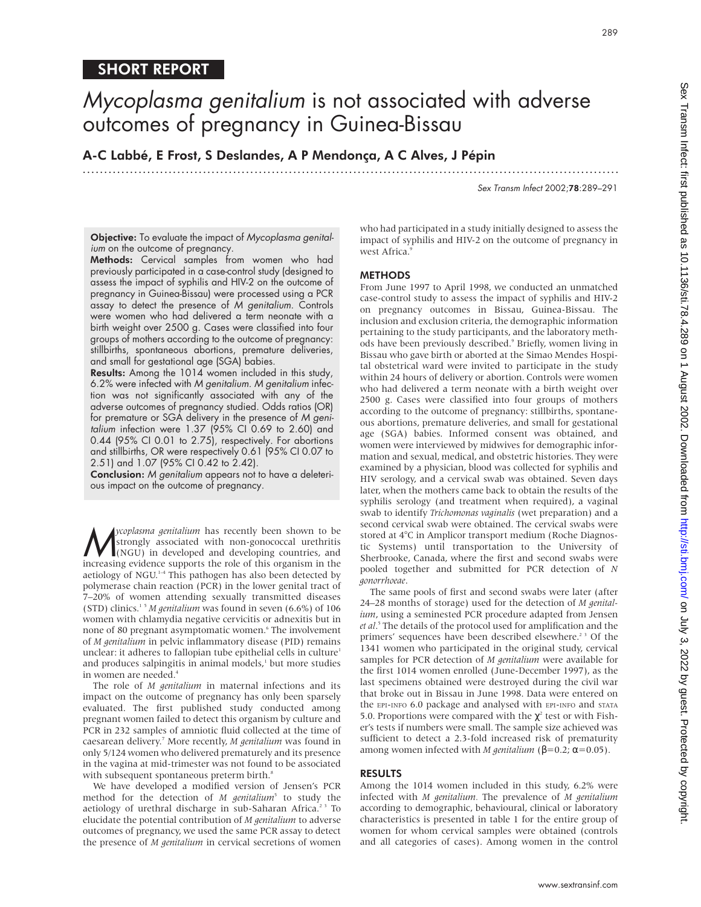SHORT REPORT

# *Mycoplasma genitalium* is not associated with adverse outcomes of pregnancy in Guinea-Bissau

**A-C Labbé, E Frost, S Deslandes, A P Mendonça, A C Alves, J Pépin**

**Objective:** To evaluate the impact of *Mycoplasma genitalium* on the outcome of pregnancy.

**Methods:** Cervical samples from women who had previously participated in a case-control study (designed to assess the impact of syphilis and HIV-2 on the outcome of pregnancy in Guinea-Bissau) were processed using a PCR assay to detect the presence of *M genitalium*. Controls were women who had delivered a term neonate with a birth weight over 2500 g. Cases were classified into four groups of mothers according to the outcome of pregnancy: stillbirths, spontaneous abortions, premature deliveries, and small for gestational age (SGA) babies.

**Results:** Among the 1014 women included in this study, 6.2% were infected with *M genitalium*. *M genitalium* infection was not significantly associated with any of the adverse outcomes of pregnancy studied. Odds ratios (OR) for premature or SGA delivery in the presence of *M genitalium* infection were 1.37 (95% CI 0.69 to 2.60) and 0.44 (95% CI 0.01 to 2.75), respectively. For abortions and stillbirths, OR were respectively 0.61 (95% CI 0.07 to 2.51) and 1.07 (95% CI 0.42 to 2.42).

**Conclusion:** *M genitalium* appears not to have a deleterious impact on the outcome of pregnancy.

*Mycoplasma genitalium* has recently been shown to be strongly associated with non-gonococcal urethritis (NGU) in developed and developing countries, and increasing evidence supports the role of this organism in the aetiology of NGU.[1–4] This pathogen has also been detected by polymerase chain reaction (PCR) in the lower genital tract of 7–20% of women attending sexually transmitted diseases (STD) clinics.[1 5] *M genitalium* was found in seven (6.6%) of 106 women with chlamydia negative cervicitis or adnexitis but in none of 80 pregnant asymptomatic women.[6] The involvement of *M genitalium* in pelvic inflammatory disease (PID) remains unclear: it adheres to fallopian tube epithelial cells in culture[1] and produces salpingitis in animal models,[1] but more studies in women are needed.[4]

The role of *M genitalium* in maternal infections and its impact on the outcome of pregnancy has only been sparsely evaluated. The first published study conducted among pregnant women failed to detect this organism by culture and PCR in 232 samples of amniotic fluid collected at the time of caesarean delivery.[7] More recently, *M genitalium* was found in only 5/124 women who delivered prematurely and its presence in the vagina at mid-trimester was not found to be associated with subsequent spontaneous preterm birth.[8]

We have developed a modified version of Jensen's PCR method for the detection of *M genitalium*[5] to study the aetiology of urethral discharge in sub-Saharan Africa.[2 3] To elucidate the potential contribution of *M genitalium* to adverse outcomes of pregnancy, we used the same PCR assay to detect the presence of *M genitalium* in cervical secretions of women who had participated in a study initially designed to assess the impact of syphilis and HIV-2 on the outcome of pregnancy in west Africa.[9]

## METHODS

From June 1997 to April 1998, we conducted an unmatched case-control study to assess the impact of syphilis and HIV-2 on pregnancy outcomes in Bissau, Guinea-Bissau. The inclusion and exclusion criteria, the demographic information pertaining to the study participants, and the laboratory methods have been previously described.[9] Briefly, women living in Bissau who gave birth or aborted at the Simao Mendes Hospital obstetrical ward were invited to participate in the study within 24 hours of delivery or abortion. Controls were women who had delivered a term neonate with a birth weight over 2500 g. Cases were classified into four groups of mothers according to the outcome of pregnancy: stillbirths, spontaneous abortions, premature deliveries, and small for gestational age (SGA) babies. Informed consent was obtained, and women were interviewed by midwives for demographic information and sexual, medical, and obstetric histories. They were examined by a physician, blood was collected for syphilis and HIV serology, and a cervical swab was obtained. Seven days later, when the mothers came back to obtain the results of the syphilis serology (and treatment when required), a vaginal swab to identify *Trichomonas vaginalis* (wet preparation) and a second cervical swab were obtained. The cervical swabs were stored at 4°C in Amplicor transport medium (Roche Diagnostic Systems) until transportation to the University of Sherbrooke, Canada, where the first and second swabs were pooled together and submitted for PCR detection of *N gonorrhoeae*.

The same pools of first and second swabs were later (after 24–28 months of storage) used for the detection of *M genitalium*, using a seminested PCR procedure adapted from Jensen *et al*.[5] The details of the protocol used for amplification and the primers' sequences have been described elsewhere.[2 3] Of the 1341 women who participated in the original study, cervical samples for PCR detection of *M genitalium* were available for the first 1014 women enrolled (June-December 1997), as the last specimens obtained were destroyed during the civil war that broke out in Bissau in June 1998. Data were entered on the EPI-INFO 6.0 package and analysed with EPI-INFO and STATA 5.0. Proportions were compared with the $\chi^2$ test or with Fisher's tests if numbers were small. The sample size achieved was sufficient to detect a 2.3-fold increased risk of prematurity among women infected with *M genitalium* ($\beta=0.2$; $\alpha=0.05$).

## RESULTS

Among the 1014 women included in this study, 6.2% were infected with *M genitalium*. The prevalence of *M genitalium* according to demographic, behavioural, clinical or laboratory characteristics is presented in table 1 for the entire group of women for whom cervical samples were obtained (controls and all categories of cases). Among women in the control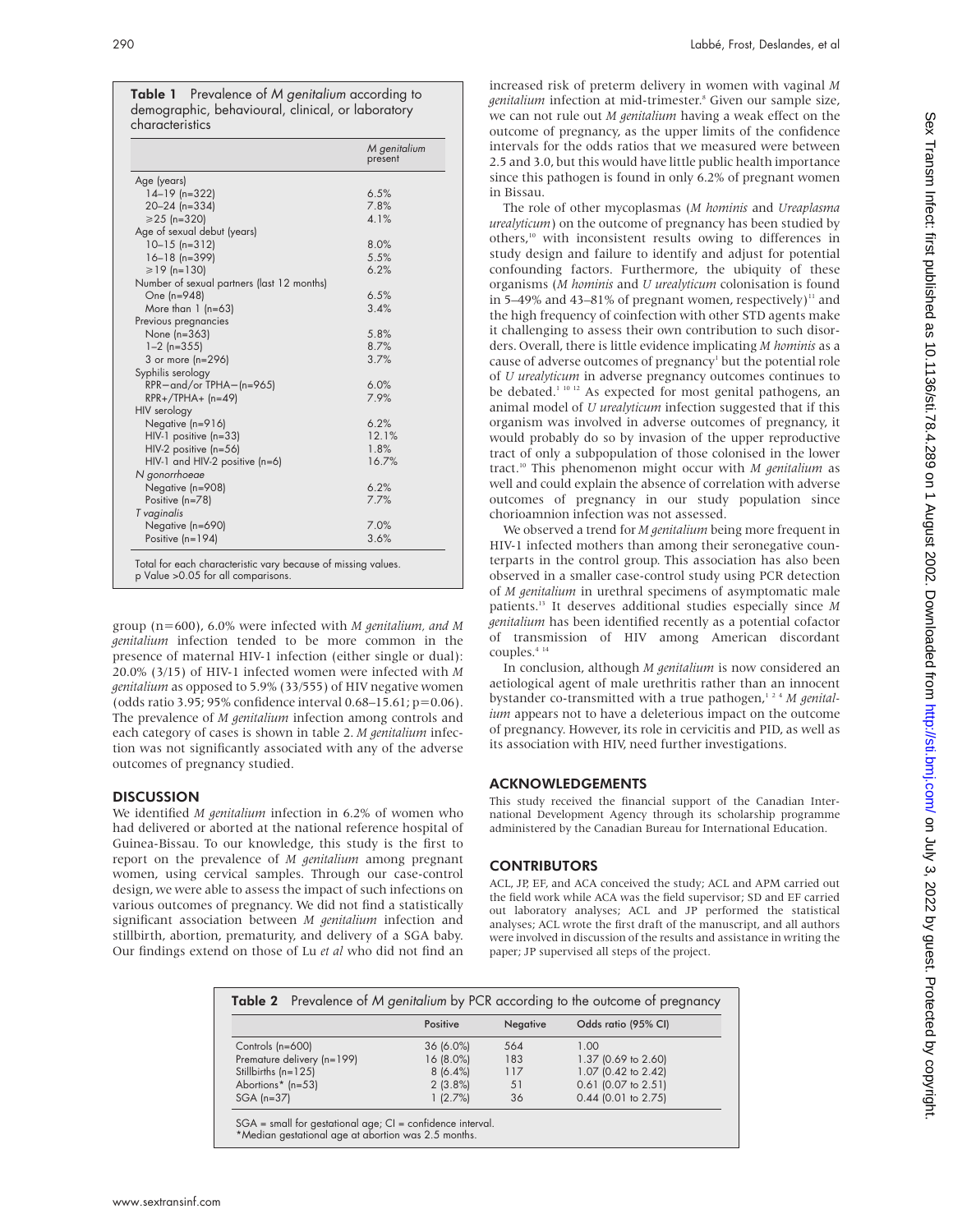**Table 1** Prevalence of *M genitalium* according to demographic, behavioural, clinical, or laboratory characteristics

| | *M genitalium* present |
|---|---|
| Age (years) | |
| 14–19 (n=322) | 6.5% |
| 20–24 (n=334) | 7.8% |
| ≥25 (n=320) | 4.1% |
| Age of sexual debut (years) | |
| 10–15 (n=312) | 8.0% |
| 16–18 (n=399) | 5.5% |
| ≥19 (n=130) | 6.2% |
| Number of sexual partners (last 12 months) | |
| One (n=948) | 6.5% |
| More than 1 (n=63) | 3.4% |
| Previous pregnancies | |
| None (n=363) | 5.8% |
| 1–2 (n=355) | 8.7% |
| 3 or more (n=296) | 3.7% |
| Syphilis serology | |
| RPR− and/or TPHA− (n=965) | 6.0% |
| RPR+/TPHA+ (n=49) | 7.9% |
| HIV serology | |
| Negative (n=916) | 6.2% |
| HIV-1 positive (n=33) | 12.1% |
| HIV-2 positive (n=56) | 1.8% |
| HIV-1 and HIV-2 positive (n=6) | 16.7% |
| *N gonorrhoeae* | |
| Negative (n=908) | 6.2% |
| Positive (n=78) | 7.7% |
| *T vaginalis* | |
| Negative (n=690) | 7.0% |
| Positive (n=194) | 3.6% |

Total for each characteristic vary because of missing values.
p Value >0.05 for all comparisons.

group (n=600), 6.0% were infected with *M genitalium, and M genitalium* infection tended to be more common in the presence of maternal HIV-1 infection (either single or dual): 20.0% (3/15) of HIV-1 infected women were infected with *M genitalium* as opposed to 5.9% (33/555) of HIV negative women (odds ratio 3.95; 95% confidence interval 0.68–15.61; p=0.06). The prevalence of *M genitalium* infection among controls and each category of cases is shown in table 2. *M genitalium* infection was not significantly associated with any of the adverse outcomes of pregnancy studied.

## DISCUSSION

We identified *M genitalium* infection in 6.2% of women who had delivered or aborted at the national reference hospital of Guinea-Bissau. To our knowledge, this study is the first to report on the prevalence of *M genitalium* among pregnant women, using cervical samples. Through our case-control design, we were able to assess the impact of such infections on various outcomes of pregnancy. We did not find a statistically significant association between *M genitalium* infection and stillbirth, abortion, prematurity, and delivery of a SGA baby. Our findings extend on those of Lu *et al* who did not find an increased risk of preterm delivery in women with vaginal *M genitalium* infection at mid-trimester.[8] Given our sample size, we can not rule out *M genitalium* having a weak effect on the outcome of pregnancy, as the upper limits of the confidence intervals for the odds ratios that we measured were between 2.5 and 3.0, but this would have little public health importance since this pathogen is found in only 6.2% of pregnant women in Bissau.

The role of other mycoplasmas (*M hominis* and *Ureaplasma urealyticum*) on the outcome of pregnancy has been studied by others,[10] with inconsistent results owing to differences in study design and failure to identify and adjust for potential confounding factors. Furthermore, the ubiquity of these organisms (*M hominis* and *U urealyticum* colonisation is found in 5–49% and 43–81% of pregnant women, respectively)[11] and the high frequency of coinfection with other STD agents make it challenging to assess their own contribution to such disorders. Overall, there is little evidence implicating *M hominis* as a cause of adverse outcomes of pregnancy[1] but the potential role of *U urealyticum* in adverse pregnancy outcomes continues to be debated.[1,10,12] As expected for most genital pathogens, an animal model of *U urealyticum* infection suggested that if this organism was involved in adverse outcomes of pregnancy, it would probably do so by invasion of the upper reproductive tract of only a subpopulation of those colonised in the lower tract.[10] This phenomenon might occur with *M genitalium* as well and could explain the absence of correlation with adverse outcomes of pregnancy in our study population since chorioamnion infection was not assessed.

We observed a trend for *M genitalium* being more frequent in HIV-1 infected mothers than among their seronegative counterparts in the control group. This association has also been observed in a smaller case-control study using PCR detection of *M genitalium* in urethral specimens of asymptomatic male patients.[13] It deserves additional studies especially since *M genitalium* has been identified recently as a potential cofactor of transmission of HIV among American discordant couples.[4,14]

In conclusion, although *M genitalium* is now considered an aetiological agent of male urethritis rather than an innocent bystander co-transmitted with a true pathogen,[1,2,4] *M genitalium* appears not to have a deleterious impact on the outcome of pregnancy. However, its role in cervicitis and PID, as well as its association with HIV, need further investigations.

## ACKNOWLEDGEMENTS

This study received the financial support of the Canadian International Development Agency through its scholarship programme administered by the Canadian Bureau for International Education.

## CONTRIBUTORS

ACL, JP, EF, and ACA conceived the study; ACL and APM carried out the field work while ACA was the field supervisor; SD and EF carried out laboratory analyses; ACL and JP performed the statistical analyses; ACL wrote the first draft of the manuscript, and all authors were involved in discussion of the results and assistance in writing the paper; JP supervised all steps of the project.

**Table 2** Prevalence of *M genitalium* by PCR according to the outcome of pregnancy

| | Positive | Negative | Odds ratio (95% CI) |
|---|---|---|---|
| Controls (n=600) | 36 (6.0%) | 564 | 1.00 |
| Premature delivery (n=199) | 16 (8.0%) | 183 | 1.37 (0.69 to 2.60) |
| Stillbirths (n=125) | 8 (6.4%) | 117 | 1.07 (0.42 to 2.42) |
| Abortions* (n=53) | 2 (3.8%) | 51 | 0.61 (0.07 to 2.51) |
| SGA (n=37) | 1 (2.7%) | 36 | 0.44 (0.01 to 2.75) |

SGA = small for gestational age; CI = confidence interval.
*Median gestational age at abortion was 2.5 months.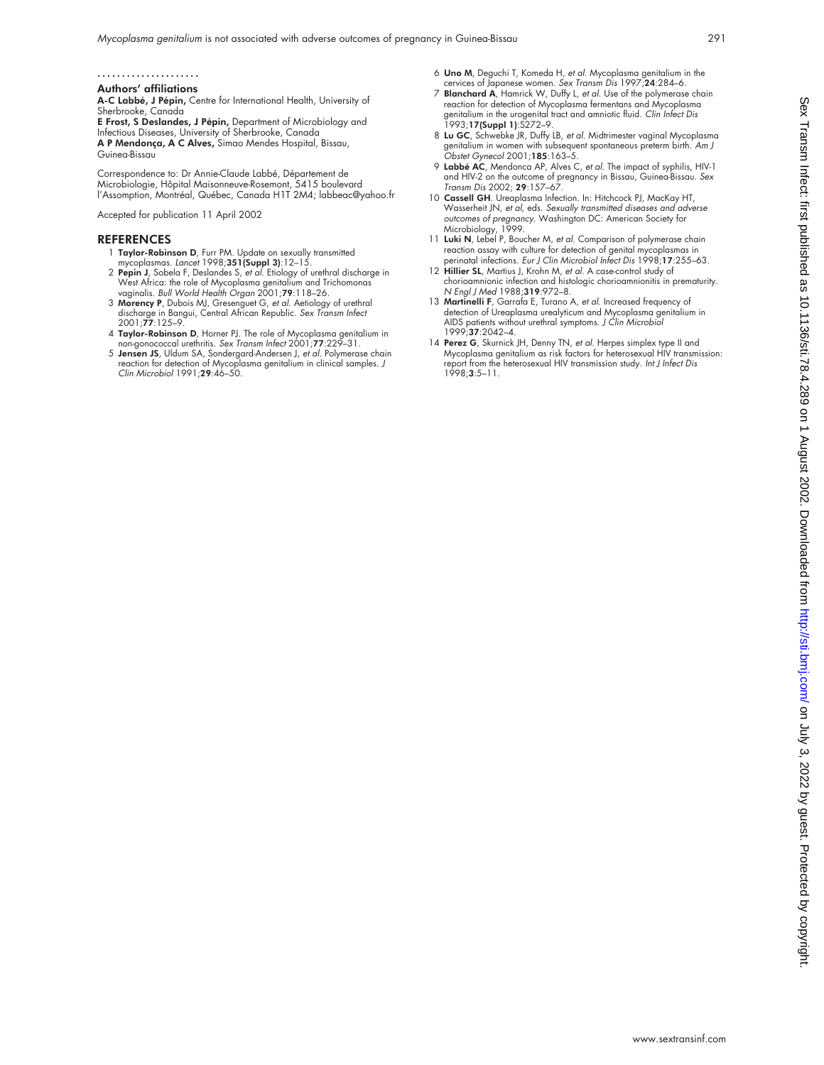### Authors' affiliations

**A-C Labbé, J Pépin,** Centre for International Health, University of Sherbrooke, Canada
**E Frost, S Deslandes, J Pépin,** Department of Microbiology and Infectious Diseases, University of Sherbrooke, Canada
**A P Mendonça, A C Alves,** Simao Mendes Hospital, Bissau, Guinea-Bissau

Correspondence to: Dr Annie-Claude Labbé, Département de Microbiologie, Hôpital Maisonneuve-Rosemont, 5415 boulevard l'Assomption, Montréal, Québec, Canada H1T 2M4; labbeac@yahoo.fr

Accepted for publication 11 April 2002

## REFERENCES

1. **Taylor-Robinson D**, Furr PM. Update on sexually transmitted mycoplasmas. *Lancet* 1998;**351(Suppl 3)**:12–15.
2. **Pepin J**, Sobela F, Deslandes S, *et al*. Etiology of urethral discharge in West Africa: the role of Mycoplasma genitalium and Trichomonas vaginalis. *Bull World Health Organ* 2001;**79**:118–26.
3. **Morency P**, Dubois MJ, Gresenguet G, *et al*. Aetiology of urethral discharge in Bangui, Central African Republic. *Sex Transm Infect* 2001;**77**:125–9.
4. **Taylor-Robinson D**, Horner PJ. The role of Mycoplasma genitalium in non-gonococcal urethritis. *Sex Transm Infect* 2001;**77**:229–31.
5. **Jensen JS**, Uldum SA, Sondergard-Andersen J, *et al*. Polymerase chain reaction for detection of Mycoplasma genitalium in clinical samples. *J Clin Microbiol* 1991;**29**:46–50.
6. **Uno M**, Deguchi T, Komeda H, *et al*. Mycoplasma genitalium in the cervices of Japanese women. *Sex Transm Dis* 1997;**24**:284–6.
7. **Blanchard A**, Hamrick W, Duffy L, *et al*. Use of the polymerase chain reaction for detection of Mycoplasma fermentans and Mycoplasma genitalium in the urogenital tract and amniotic fluid. *Clin Infect Dis* 1993;**17(Suppl 1)**:S272–9.
8. **Lu GC**, Schwebke JR, Duffy LB, *et al*. Midtrimester vaginal Mycoplasma genitalium in women with subsequent spontaneous preterm birth. *Am J Obstet Gynecol* 2001;**185**:163–5.
9. **Labbé AC**, Mendonca AP, Alves C, *et al*. The impact of syphilis, HIV-1 and HIV-2 on the outcome of pregnancy in Bissau, Guinea-Bissau. *Sex Transm Dis* 2002; **29**:157–67.
10. **Cassell GH**. Ureaplasma Infection. In: Hitchcock PJ, MacKay HT, Wasserheit JN, *et al*, eds. *Sexually transmitted diseases and adverse outcomes of pregnancy*. Washington DC: American Society for Microbiology, 1999.
11. **Luki N**, Lebel P, Boucher M, *et al*. Comparison of polymerase chain reaction assay with culture for detection of genital mycoplasmas in perinatal infections. *Eur J Clin Microbiol Infect Dis* 1998;**17**:255–63.
12. **Hillier SL**, Martius J, Krohn M, *et al*. A case-control study of chorioamnionic infection and histologic chorioamnionitis in prematurity. *N Engl J Med* 1988;**319**:972–8.
13. **Martinelli F**, Garrafa E, Turano A, *et al*. Increased frequency of detection of Ureaplasma urealyticum and Mycoplasma genitalium in AIDS patients without urethral symptoms. *J Clin Microbiol* 1999;**37**:2042–4.
14. **Perez G**, Skurnick JH, Denny TN, *et al*. Herpes simplex type II and Mycoplasma genitalium as risk factors for heterosexual HIV transmission: report from the heterosexual HIV transmission study. *Int J Infect Dis* 1998;**3**:5–11.